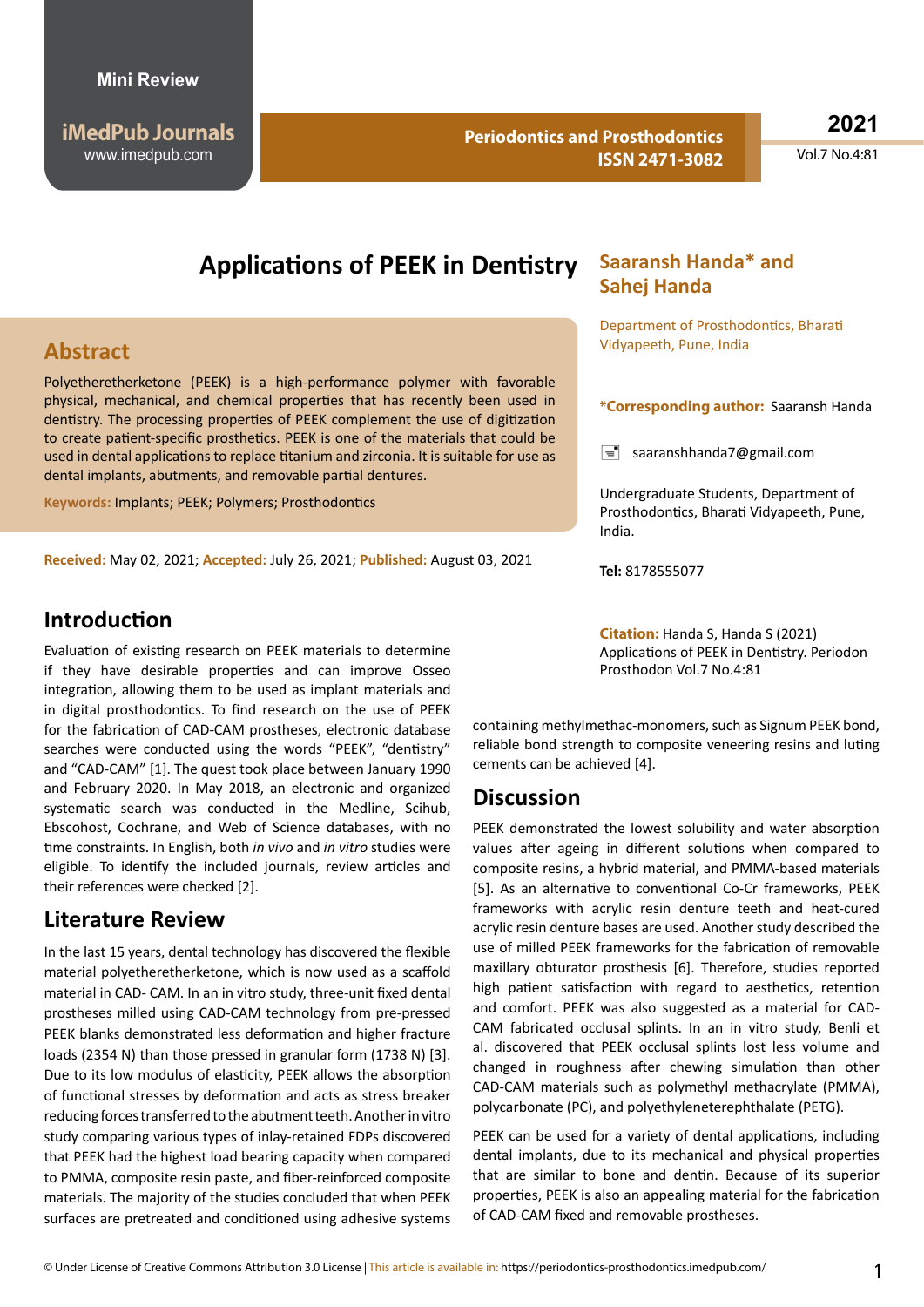Mini Review

# Applications of PEEK in Dentistry

**Saaransh Handa* and Sahej Handa**

Department of Prosthodontics, Bharati Vidyapeeth, Pune, India

**\*Corresponding author:** Saaransh Handa

saaranshhanda7@gmail.com

Undergraduate Students, Department of Prosthodontics, Bharati Vidyapeeth, Pune, India.

**Tel:** 8178555077

**Citation:** Handa S, Handa S (2021) Applications of PEEK in Dentistry. Periodon Prosthodon Vol.7 No.4:81

## Abstract

Polyetheretherketone (PEEK) is a high-performance polymer with favorable physical, mechanical, and chemical properties that has recently been used in dentistry. The processing properties of PEEK complement the use of digitization to create patient-specific prosthetics. PEEK is one of the materials that could be used in dental applications to replace titanium and zirconia. It is suitable for use as dental implants, abutments, and removable partial dentures.

**Keywords:** Implants; PEEK; Polymers; Prosthodontics

**Received:** May 02, 2021; **Accepted:** July 26, 2021; **Published:** August 03, 2021

## Introduction

Evaluation of existing research on PEEK materials to determine if they have desirable properties and can improve Osseo integration, allowing them to be used as implant materials and in digital prosthodontics. To find research on the use of PEEK for the fabrication of CAD-CAM prostheses, electronic database searches were conducted using the words "PEEK", "dentistry" and "CAD-CAM" [1]. The quest took place between January 1990 and February 2020. In May 2018, an electronic and organized systematic search was conducted in the Medline, Scihub, Ebscohost, Cochrane, and Web of Science databases, with no time constraints. In English, both *in vivo* and *in vitro* studies were eligible. To identify the included journals, review articles and their references were checked [2].

## Literature Review

In the last 15 years, dental technology has discovered the flexible material polyetheretherketone, which is now used as a scaffold material in CAD- CAM. In an in vitro study, three-unit fixed dental prostheses milled using CAD-CAM technology from pre-pressed PEEK blanks demonstrated less deformation and higher fracture loads (2354 N) than those pressed in granular form (1738 N) [3]. Due to its low modulus of elasticity, PEEK allows the absorption of functional stresses by deformation and acts as stress breaker reducing forces transferred to the abutment teeth. Another in vitro study comparing various types of inlay-retained FDPs discovered that PEEK had the highest load bearing capacity when compared to PMMA, composite resin paste, and fiber-reinforced composite materials. The majority of the studies concluded that when PEEK surfaces are pretreated and conditioned using adhesive systems containing methylmethac-monomers, such as Signum PEEK bond, reliable bond strength to composite veneering resins and luting cements can be achieved [4].

## Discussion

PEEK demonstrated the lowest solubility and water absorption values after ageing in different solutions when compared to composite resins, a hybrid material, and PMMA-based materials [5]. As an alternative to conventional Co-Cr frameworks, PEEK frameworks with acrylic resin denture teeth and heat-cured acrylic resin denture bases are used. Another study described the use of milled PEEK frameworks for the fabrication of removable maxillary obturator prosthesis [6]. Therefore, studies reported high patient satisfaction with regard to aesthetics, retention and comfort. PEEK was also suggested as a material for CAD-CAM fabricated occlusal splints. In an in vitro study, Benli et al. discovered that PEEK occlusal splints lost less volume and changed in roughness after chewing simulation than other CAD-CAM materials such as polymethyl methacrylate (PMMA), polycarbonate (PC), and polyethyleneterephthalate (PETG).

PEEK can be used for a variety of dental applications, including dental implants, due to its mechanical and physical properties that are similar to bone and dentin. Because of its superior properties, PEEK is also an appealing material for the fabrication of CAD-CAM fixed and removable prostheses.

© Under License of Creative Commons Attribution 3.0 License | This article is available in: https://periodontics-prosthodontics.imedpub.com/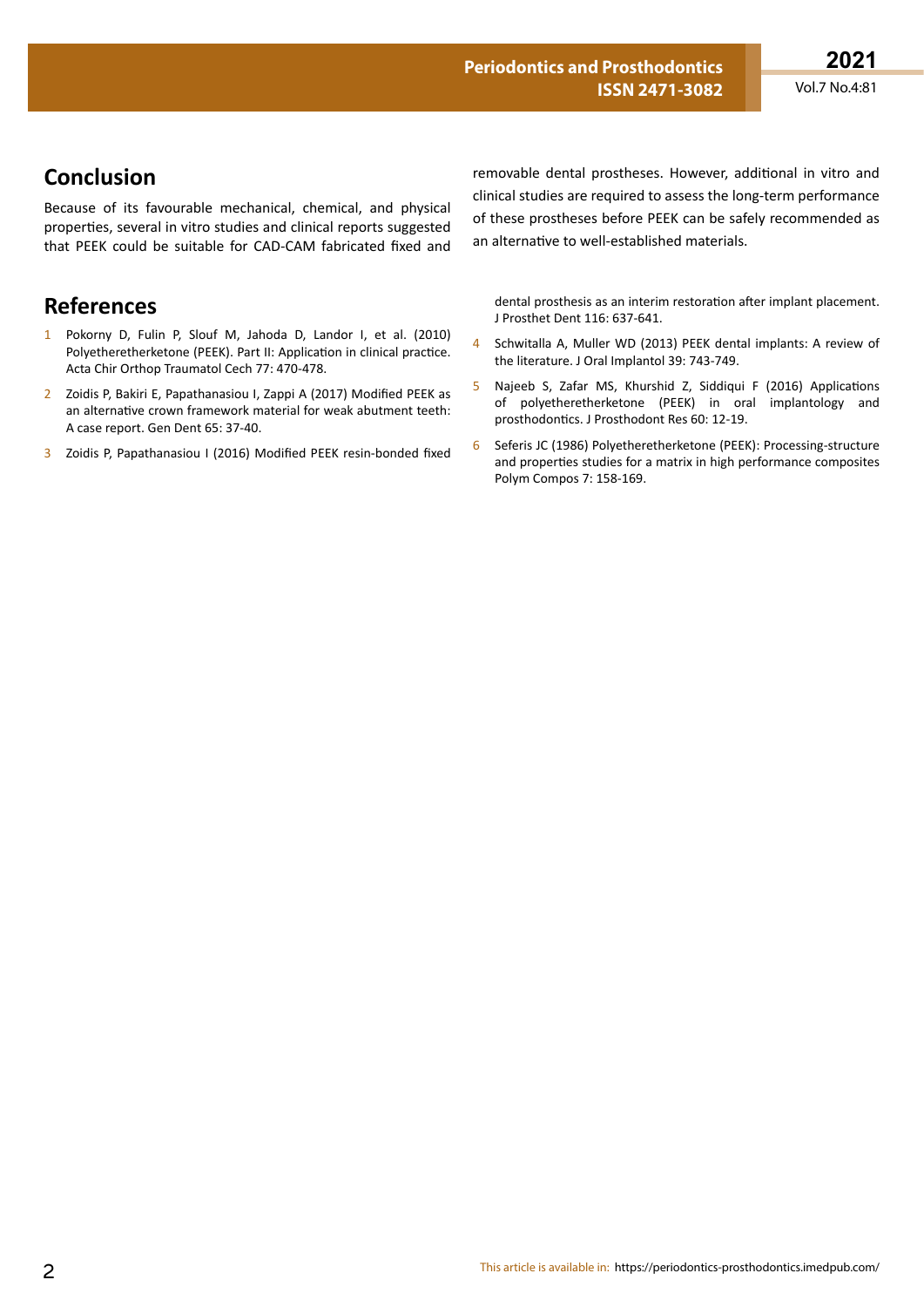## Conclusion

Because of its favourable mechanical, chemical, and physical properties, several in vitro studies and clinical reports suggested that PEEK could be suitable for CAD-CAM fabricated fixed and removable dental prostheses. However, additional in vitro and clinical studies are required to assess the long-term performance of these prostheses before PEEK can be safely recommended as an alternative to well-established materials.

## References

1. Pokorny D, Fulin P, Slouf M, Jahoda D, Landor I, et al. (2010) Polyetheretherketone (PEEK). Part II: Application in clinical practice. Acta Chir Orthop Traumatol Cech 77: 470-478.
2. Zoidis P, Bakiri E, Papathanasiou I, Zappi A (2017) Modified PEEK as an alternative crown framework material for weak abutment teeth: A case report. Gen Dent 65: 37-40.
3. Zoidis P, Papathanasiou I (2016) Modified PEEK resin-bonded fixed dental prosthesis as an interim restoration after implant placement. J Prosthet Dent 116: 637-641.
4. Schwitalla A, Muller WD (2013) PEEK dental implants: A review of the literature. J Oral Implantol 39: 743-749.
5. Najeeb S, Zafar MS, Khurshid Z, Siddiqui F (2016) Applications of polyetheretherketone (PEEK) in oral implantology and prosthodontics. J Prosthodont Res 60: 12-19.
6. Seferis JC (1986) Polyetheretherketone (PEEK): Processing-structure and properties studies for a matrix in high performance composites Polym Compos 7: 158-169.